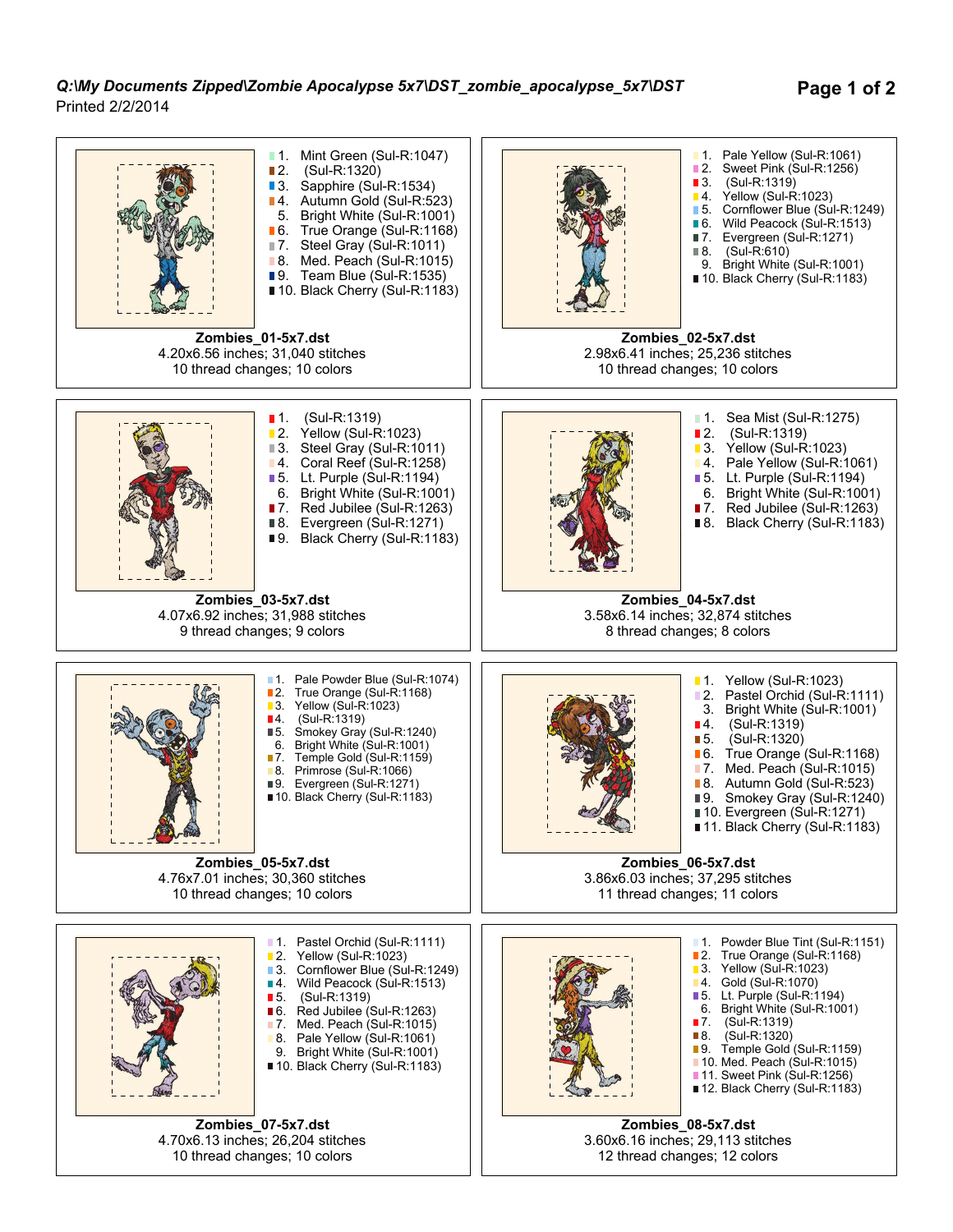*Q:\My Documents Zipped\Zombie Apocalypse 5x7\DST_zombie_apocalypse_5x7\DST*

Printed 2/2/2014

1. Mint Green (Sul-R:1047)
2. (Sul-R:1320)
3. Sapphire (Sul-R:1534)
4. Autumn Gold (Sul-R:523)
5. Bright White (Sul-R:1001)
6. True Orange (Sul-R:1168)
7. Steel Gray (Sul-R:1011)
8. Med. Peach (Sul-R:1015)
9. Team Blue (Sul-R:1535)
10. Black Cherry (Sul-R:1183)

**Zombies_01-5x7.dst**
4.20x6.56 inches; 31,040 stitches
10 thread changes; 10 colors

1. Pale Yellow (Sul-R:1061)
2. Sweet Pink (Sul-R:1256)
3. (Sul-R:1319)
4. Yellow (Sul-R:1023)
5. Cornflower Blue (Sul-R:1249)
6. Wild Peacock (Sul-R:1513)
7. Evergreen (Sul-R:1271)
8. (Sul-R:610)
9. Bright White (Sul-R:1001)
10. Black Cherry (Sul-R:1183)

**Zombies_02-5x7.dst**
2.98x6.41 inches; 25,236 stitches
10 thread changes; 10 colors

1. (Sul-R:1319)
2. Yellow (Sul-R:1023)
3. Steel Gray (Sul-R:1011)
4. Coral Reef (Sul-R:1258)
5. Lt. Purple (Sul-R:1194)
6. Bright White (Sul-R:1001)
7. Red Jubilee (Sul-R:1263)
8. Evergreen (Sul-R:1271)
9. Black Cherry (Sul-R:1183)

**Zombies_03-5x7.dst**
4.07x6.92 inches; 31,988 stitches
9 thread changes; 9 colors

1. Sea Mist (Sul-R:1275)
2. (Sul-R:1319)
3. Yellow (Sul-R:1023)
4. Pale Yellow (Sul-R:1061)
5. Lt. Purple (Sul-R:1194)
6. Bright White (Sul-R:1001)
7. Red Jubilee (Sul-R:1263)
8. Black Cherry (Sul-R:1183)

**Zombies_04-5x7.dst**
3.58x6.14 inches; 32,874 stitches
8 thread changes; 8 colors

1. Pale Powder Blue (Sul-R:1074)
2. True Orange (Sul-R:1168)
3. Yellow (Sul-R:1023)
4. (Sul-R:1319)
5. Smokey Gray (Sul-R:1240)
6. Bright White (Sul-R:1001)
7. Temple Gold (Sul-R:1159)
8. Primrose (Sul-R:1066)
9. Evergreen (Sul-R:1271)
10. Black Cherry (Sul-R:1183)

**Zombies_05-5x7.dst**
4.76x7.01 inches; 30,360 stitches
10 thread changes; 10 colors

1. Yellow (Sul-R:1023)
2. Pastel Orchid (Sul-R:1111)
3. Bright White (Sul-R:1001)
4. (Sul-R:1319)
5. (Sul-R:1320)
6. True Orange (Sul-R:1168)
7. Med. Peach (Sul-R:1015)
8. Autumn Gold (Sul-R:523)
9. Smokey Gray (Sul-R:1240)
10. Evergreen (Sul-R:1271)
11. Black Cherry (Sul-R:1183)

**Zombies_06-5x7.dst**
3.86x6.03 inches; 37,295 stitches
11 thread changes; 11 colors

1. Pastel Orchid (Sul-R:1111)
2. Yellow (Sul-R:1023)
3. Cornflower Blue (Sul-R:1249)
4. Wild Peacock (Sul-R:1513)
5. (Sul-R:1319)
6. Red Jubilee (Sul-R:1263)
7. Med. Peach (Sul-R:1015)
8. Pale Yellow (Sul-R:1061)
9. Bright White (Sul-R:1001)
10. Black Cherry (Sul-R:1183)

**Zombies_07-5x7.dst**
4.70x6.13 inches; 26,204 stitches
10 thread changes; 10 colors

1. Powder Blue Tint (Sul-R:1151)
2. True Orange (Sul-R:1168)
3. Yellow (Sul-R:1023)
4. Gold (Sul-R:1070)
5. Lt. Purple (Sul-R:1194)
6. Bright White (Sul-R:1001)
7. (Sul-R:1319)
8. (Sul-R:1320)
9. Temple Gold (Sul-R:1159)
10. Med. Peach (Sul-R:1015)
11. Sweet Pink (Sul-R:1256)
12. Black Cherry (Sul-R:1183)

**Zombies_08-5x7.dst**
3.60x6.16 inches; 29,113 stitches
12 thread changes; 12 colors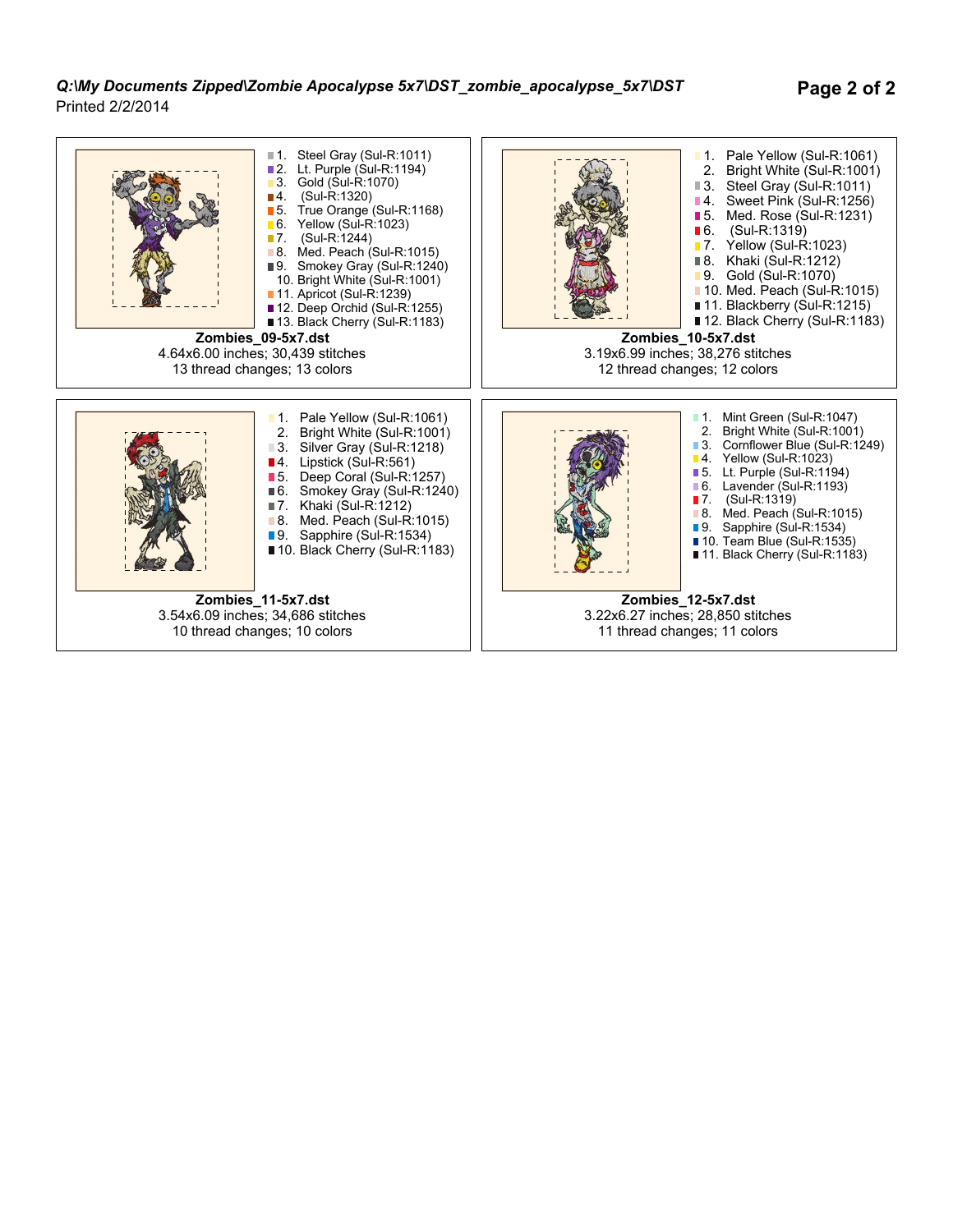*Q:\My Documents Zipped\Zombie Apocalypse 5x7\DST_zombie_apocalypse_5x7\DST*
Printed 2/2/2014

1. Steel Gray (Sul-R:1011)
2. Lt. Purple (Sul-R:1194)
3. Gold (Sul-R:1070)
4. (Sul-R:1320)
5. True Orange (Sul-R:1168)
6. Yellow (Sul-R:1023)
7. (Sul-R:1244)
8. Med. Peach (Sul-R:1015)
9. Smokey Gray (Sul-R:1240)
10. Bright White (Sul-R:1001)
11. Apricot (Sul-R:1239)
12. Deep Orchid (Sul-R:1255)
13. Black Cherry (Sul-R:1183)

**Zombies_09-5x7.dst**
4.64x6.00 inches; 30,439 stitches
13 thread changes; 13 colors

1. Pale Yellow (Sul-R:1061)
2. Bright White (Sul-R:1001)
3. Steel Gray (Sul-R:1011)
4. Sweet Pink (Sul-R:1256)
5. Med. Rose (Sul-R:1231)
6. (Sul-R:1319)
7. Yellow (Sul-R:1023)
8. Khaki (Sul-R:1212)
9. Gold (Sul-R:1070)
10. Med. Peach (Sul-R:1015)
11. Blackberry (Sul-R:1215)
12. Black Cherry (Sul-R:1183)

**Zombies_10-5x7.dst**
3.19x6.99 inches; 38,276 stitches
12 thread changes; 12 colors

1. Pale Yellow (Sul-R:1061)
2. Bright White (Sul-R:1001)
3. Silver Gray (Sul-R:1218)
4. Lipstick (Sul-R:561)
5. Deep Coral (Sul-R:1257)
6. Smokey Gray (Sul-R:1240)
7. Khaki (Sul-R:1212)
8. Med. Peach (Sul-R:1015)
9. Sapphire (Sul-R:1534)
10. Black Cherry (Sul-R:1183)

**Zombies_11-5x7.dst**
3.54x6.09 inches; 34,686 stitches
10 thread changes; 10 colors

1. Mint Green (Sul-R:1047)
2. Bright White (Sul-R:1001)
3. Cornflower Blue (Sul-R:1249)
4. Yellow (Sul-R:1023)
5. Lt. Purple (Sul-R:1194)
6. Lavender (Sul-R:1193)
7. (Sul-R:1319)
8. Med. Peach (Sul-R:1015)
9. Sapphire (Sul-R:1534)
10. Team Blue (Sul-R:1535)
11. Black Cherry (Sul-R:1183)

**Zombies_12-5x7.dst**
3.22x6.27 inches; 28,850 stitches
11 thread changes; 11 colors